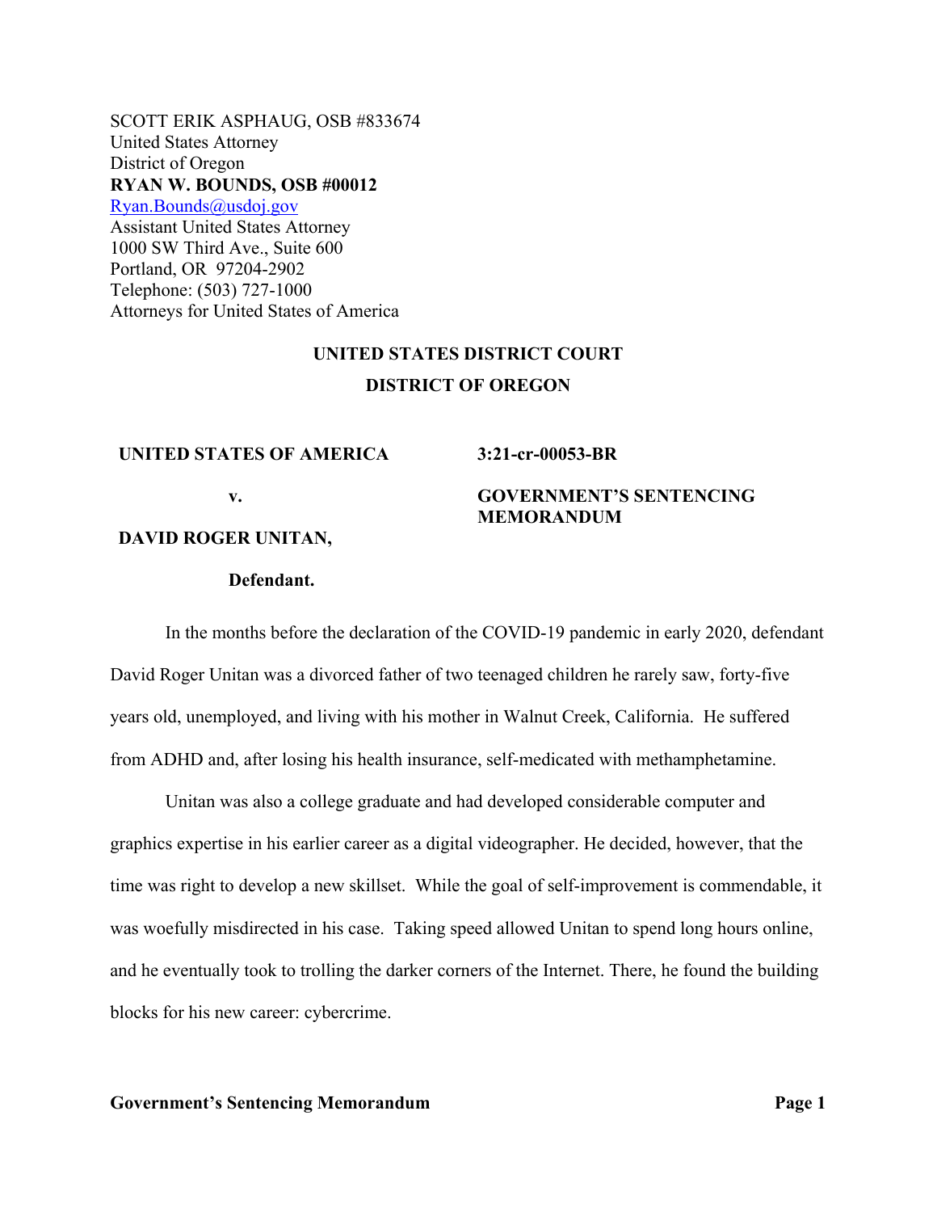SCOTT ERIK ASPHAUG, OSB #833674
United States Attorney
District of Oregon
**RYAN W. BOUNDS, OSB #00012**
Ryan.Bounds@usdoj.gov
Assistant United States Attorney
1000 SW Third Ave., Suite 600
Portland, OR 97204-2902
Telephone: (503) 727-1000
Attorneys for United States of America

**UNITED STATES DISTRICT COURT**

**DISTRICT OF OREGON**

| | |
|---|---|
| **UNITED STATES OF AMERICA** | **3:21-cr-00053-BR** |
| **v.** | **GOVERNMENT'S SENTENCING MEMORANDUM** |
| **DAVID ROGER UNITAN,** | |
| **Defendant.** | |

In the months before the declaration of the COVID-19 pandemic in early 2020, defendant David Roger Unitan was a divorced father of two teenaged children he rarely saw, forty-five years old, unemployed, and living with his mother in Walnut Creek, California. He suffered from ADHD and, after losing his health insurance, self-medicated with methamphetamine.

Unitan was also a college graduate and had developed considerable computer and graphics expertise in his earlier career as a digital videographer. He decided, however, that the time was right to develop a new skillset. While the goal of self-improvement is commendable, it was woefully misdirected in his case. Taking speed allowed Unitan to spend long hours online, and he eventually took to trolling the darker corners of the Internet. There, he found the building blocks for his new career: cybercrime.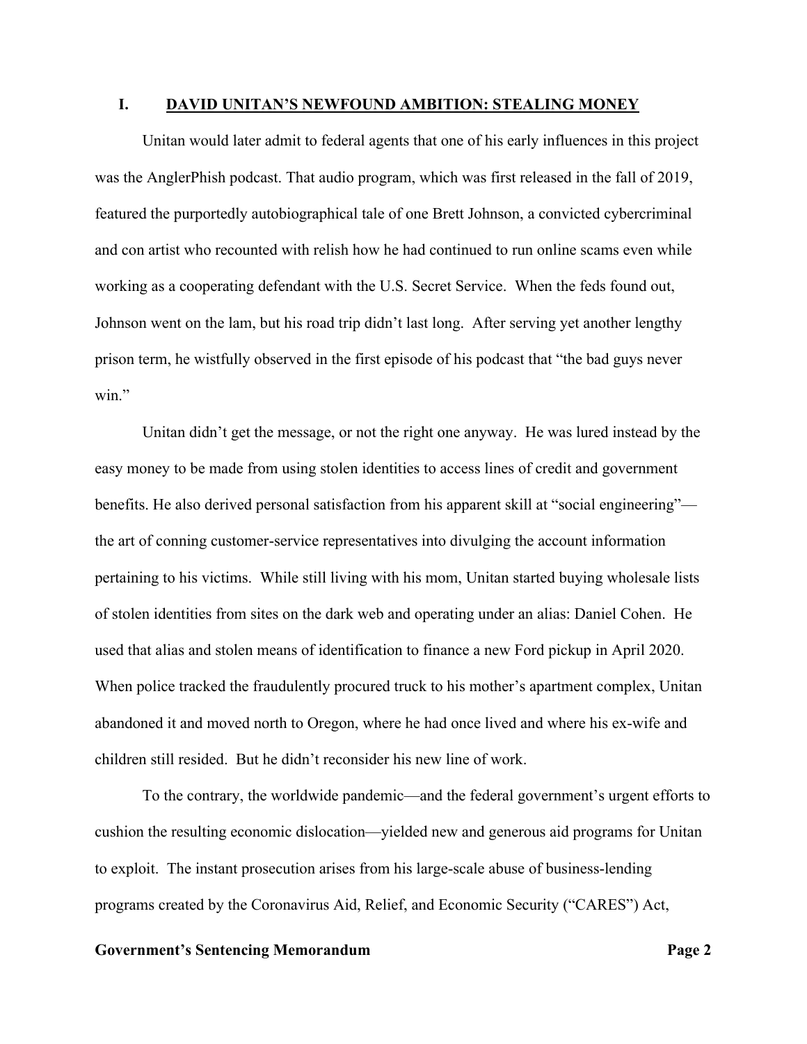## I. DAVID UNITAN'S NEWFOUND AMBITION: STEALING MONEY

Unitan would later admit to federal agents that one of his early influences in this project was the AnglerPhish podcast. That audio program, which was first released in the fall of 2019, featured the purportedly autobiographical tale of one Brett Johnson, a convicted cybercriminal and con artist who recounted with relish how he had continued to run online scams even while working as a cooperating defendant with the U.S. Secret Service. When the feds found out, Johnson went on the lam, but his road trip didn't last long. After serving yet another lengthy prison term, he wistfully observed in the first episode of his podcast that "the bad guys never win."

Unitan didn't get the message, or not the right one anyway. He was lured instead by the easy money to be made from using stolen identities to access lines of credit and government benefits. He also derived personal satisfaction from his apparent skill at "social engineering"—the art of conning customer-service representatives into divulging the account information pertaining to his victims. While still living with his mom, Unitan started buying wholesale lists of stolen identities from sites on the dark web and operating under an alias: Daniel Cohen. He used that alias and stolen means of identification to finance a new Ford pickup in April 2020. When police tracked the fraudulently procured truck to his mother's apartment complex, Unitan abandoned it and moved north to Oregon, where he had once lived and where his ex-wife and children still resided. But he didn't reconsider his new line of work.

To the contrary, the worldwide pandemic—and the federal government's urgent efforts to cushion the resulting economic dislocation—yielded new and generous aid programs for Unitan to exploit. The instant prosecution arises from his large-scale abuse of business-lending programs created by the Coronavirus Aid, Relief, and Economic Security ("CARES") Act,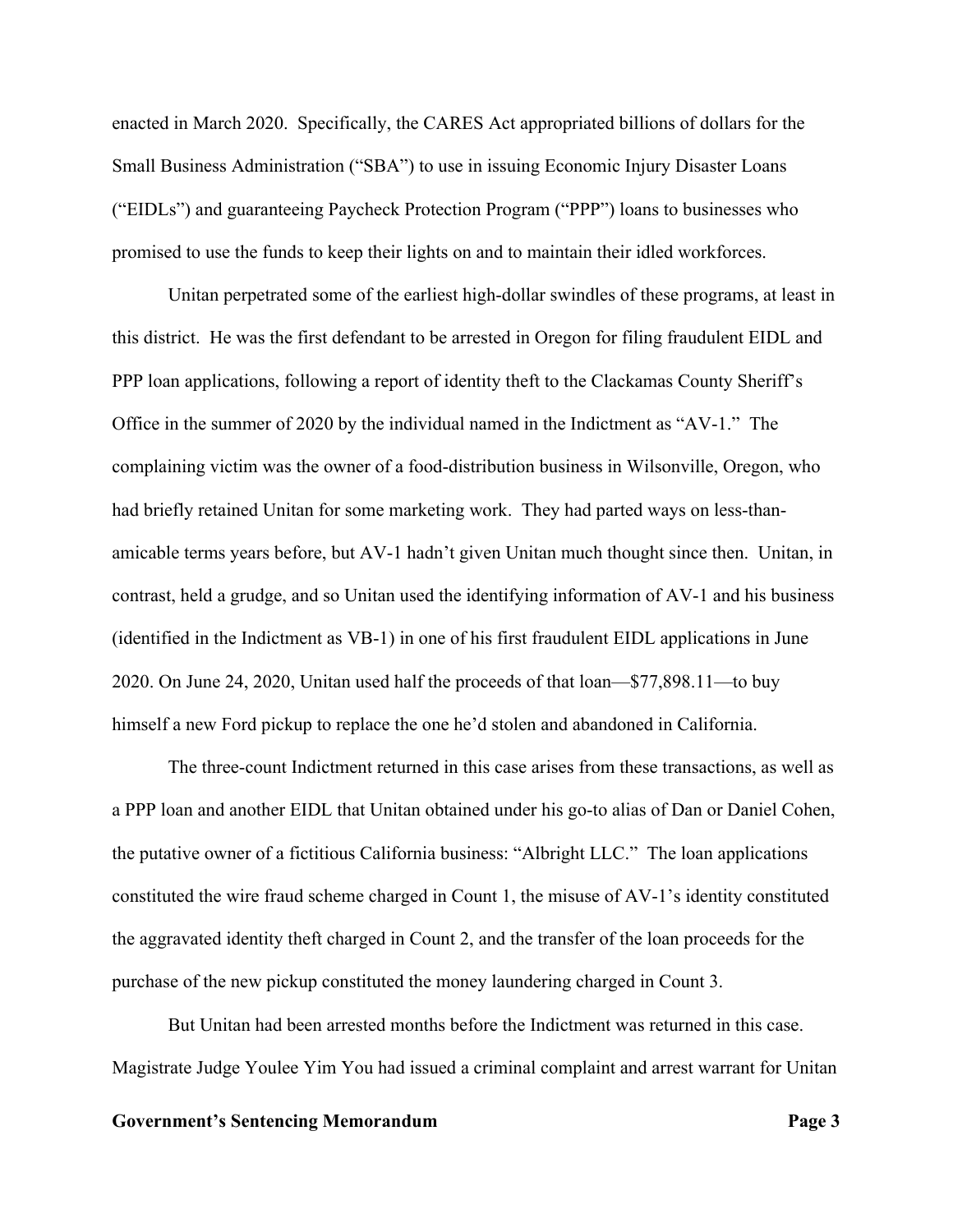enacted in March 2020. Specifically, the CARES Act appropriated billions of dollars for the Small Business Administration ("SBA") to use in issuing Economic Injury Disaster Loans ("EIDLs") and guaranteeing Paycheck Protection Program ("PPP") loans to businesses who promised to use the funds to keep their lights on and to maintain their idled workforces.

Unitan perpetrated some of the earliest high-dollar swindles of these programs, at least in this district. He was the first defendant to be arrested in Oregon for filing fraudulent EIDL and PPP loan applications, following a report of identity theft to the Clackamas County Sheriff's Office in the summer of 2020 by the individual named in the Indictment as "AV-1." The complaining victim was the owner of a food-distribution business in Wilsonville, Oregon, who had briefly retained Unitan for some marketing work. They had parted ways on less-than-amicable terms years before, but AV-1 hadn't given Unitan much thought since then. Unitan, in contrast, held a grudge, and so Unitan used the identifying information of AV-1 and his business (identified in the Indictment as VB-1) in one of his first fraudulent EIDL applications in June 2020. On June 24, 2020, Unitan used half the proceeds of that loan—$77,898.11—to buy himself a new Ford pickup to replace the one he'd stolen and abandoned in California.

The three-count Indictment returned in this case arises from these transactions, as well as a PPP loan and another EIDL that Unitan obtained under his go-to alias of Dan or Daniel Cohen, the putative owner of a fictitious California business: "Albright LLC." The loan applications constituted the wire fraud scheme charged in Count 1, the misuse of AV-1's identity constituted the aggravated identity theft charged in Count 2, and the transfer of the loan proceeds for the purchase of the new pickup constituted the money laundering charged in Count 3.

But Unitan had been arrested months before the Indictment was returned in this case. Magistrate Judge Youlee Yim You had issued a criminal complaint and arrest warrant for Unitan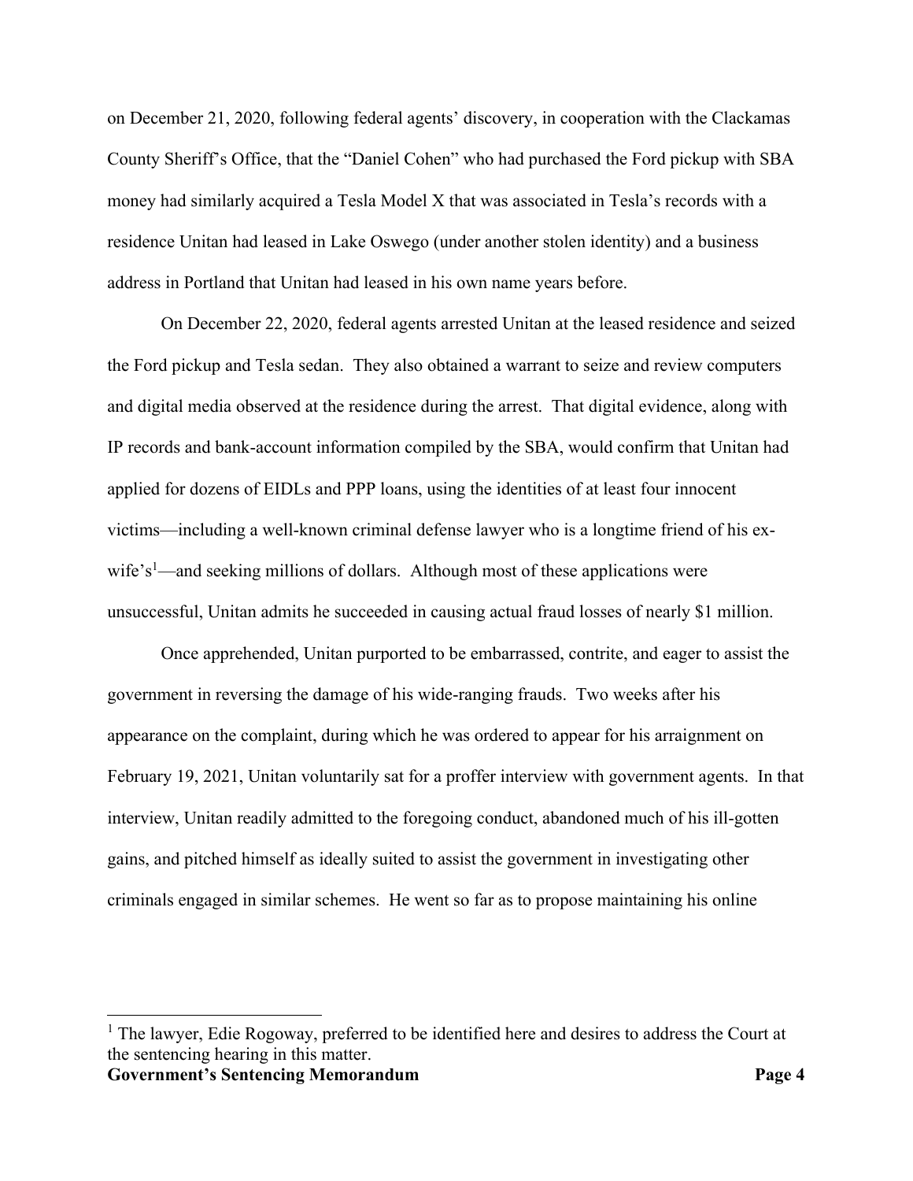on December 21, 2020, following federal agents' discovery, in cooperation with the Clackamas County Sheriff's Office, that the "Daniel Cohen" who had purchased the Ford pickup with SBA money had similarly acquired a Tesla Model X that was associated in Tesla's records with a residence Unitan had leased in Lake Oswego (under another stolen identity) and a business address in Portland that Unitan had leased in his own name years before.

On December 22, 2020, federal agents arrested Unitan at the leased residence and seized the Ford pickup and Tesla sedan. They also obtained a warrant to seize and review computers and digital media observed at the residence during the arrest. That digital evidence, along with IP records and bank-account information compiled by the SBA, would confirm that Unitan had applied for dozens of EIDLs and PPP loans, using the identities of at least four innocent victims—including a well-known criminal defense lawyer who is a longtime friend of his ex-wife's[1]—and seeking millions of dollars. Although most of these applications were unsuccessful, Unitan admits he succeeded in causing actual fraud losses of nearly $1 million.

Once apprehended, Unitan purported to be embarrassed, contrite, and eager to assist the government in reversing the damage of his wide-ranging frauds. Two weeks after his appearance on the complaint, during which he was ordered to appear for his arraignment on February 19, 2021, Unitan voluntarily sat for a proffer interview with government agents. In that interview, Unitan readily admitted to the foregoing conduct, abandoned much of his ill-gotten gains, and pitched himself as ideally suited to assist the government in investigating other criminals engaged in similar schemes. He went so far as to propose maintaining his online

[1] The lawyer, Edie Rogoway, preferred to be identified here and desires to address the Court at the sentencing hearing in this matter.

**Government's Sentencing Memorandum**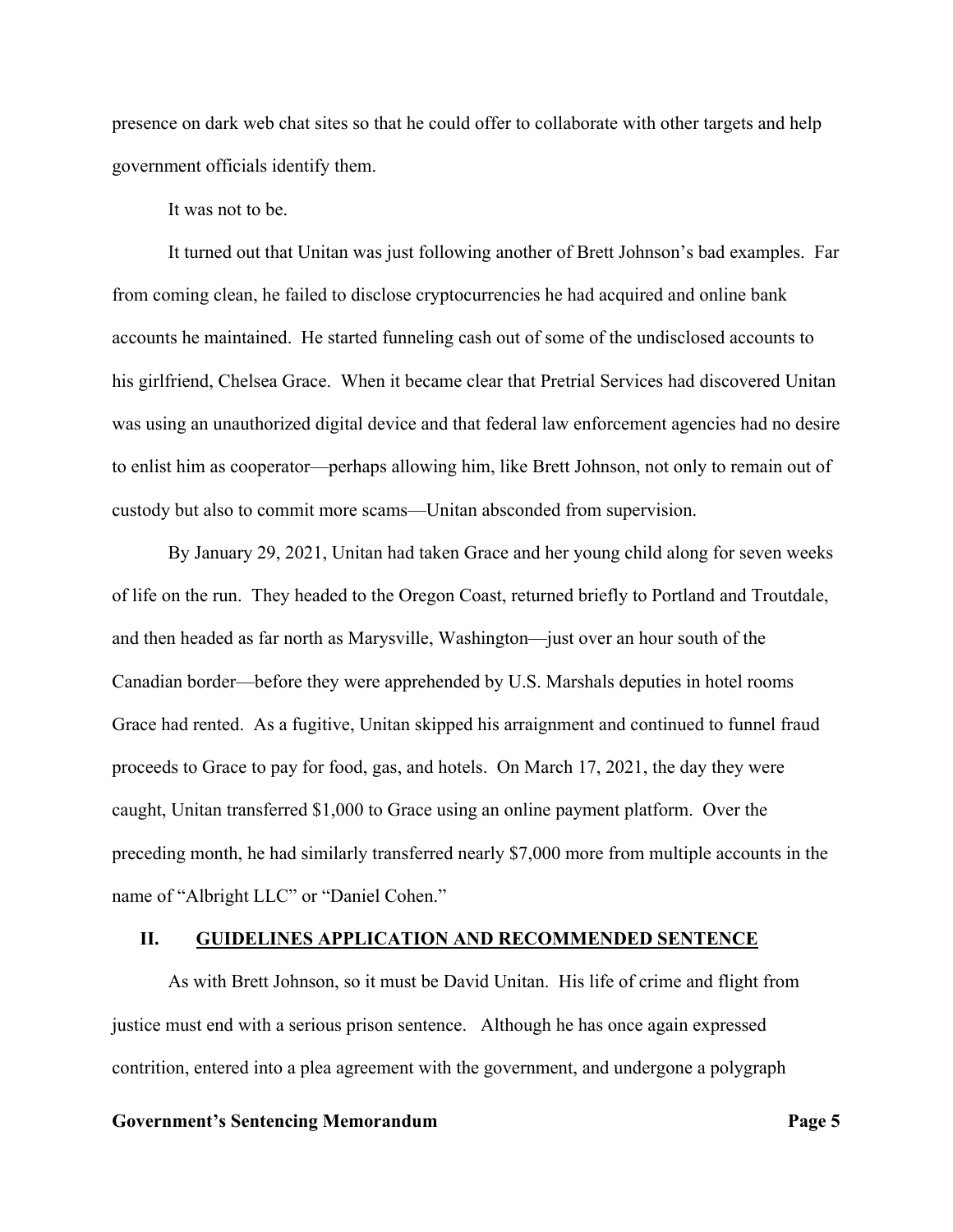presence on dark web chat sites so that he could offer to collaborate with other targets and help government officials identify them.

It was not to be.

It turned out that Unitan was just following another of Brett Johnson's bad examples. Far from coming clean, he failed to disclose cryptocurrencies he had acquired and online bank accounts he maintained. He started funneling cash out of some of the undisclosed accounts to his girlfriend, Chelsea Grace. When it became clear that Pretrial Services had discovered Unitan was using an unauthorized digital device and that federal law enforcement agencies had no desire to enlist him as cooperator—perhaps allowing him, like Brett Johnson, not only to remain out of custody but also to commit more scams—Unitan absconded from supervision.

By January 29, 2021, Unitan had taken Grace and her young child along for seven weeks of life on the run. They headed to the Oregon Coast, returned briefly to Portland and Troutdale, and then headed as far north as Marysville, Washington—just over an hour south of the Canadian border—before they were apprehended by U.S. Marshals deputies in hotel rooms Grace had rented. As a fugitive, Unitan skipped his arraignment and continued to funnel fraud proceeds to Grace to pay for food, gas, and hotels. On March 17, 2021, the day they were caught, Unitan transferred $1,000 to Grace using an online payment platform. Over the preceding month, he had similarly transferred nearly $7,000 more from multiple accounts in the name of "Albright LLC" or "Daniel Cohen."

## II. <u>GUIDELINES APPLICATION AND RECOMMENDED SENTENCE</u>

As with Brett Johnson, so it must be David Unitan. His life of crime and flight from justice must end with a serious prison sentence. Although he has once again expressed contrition, entered into a plea agreement with the government, and undergone a polygraph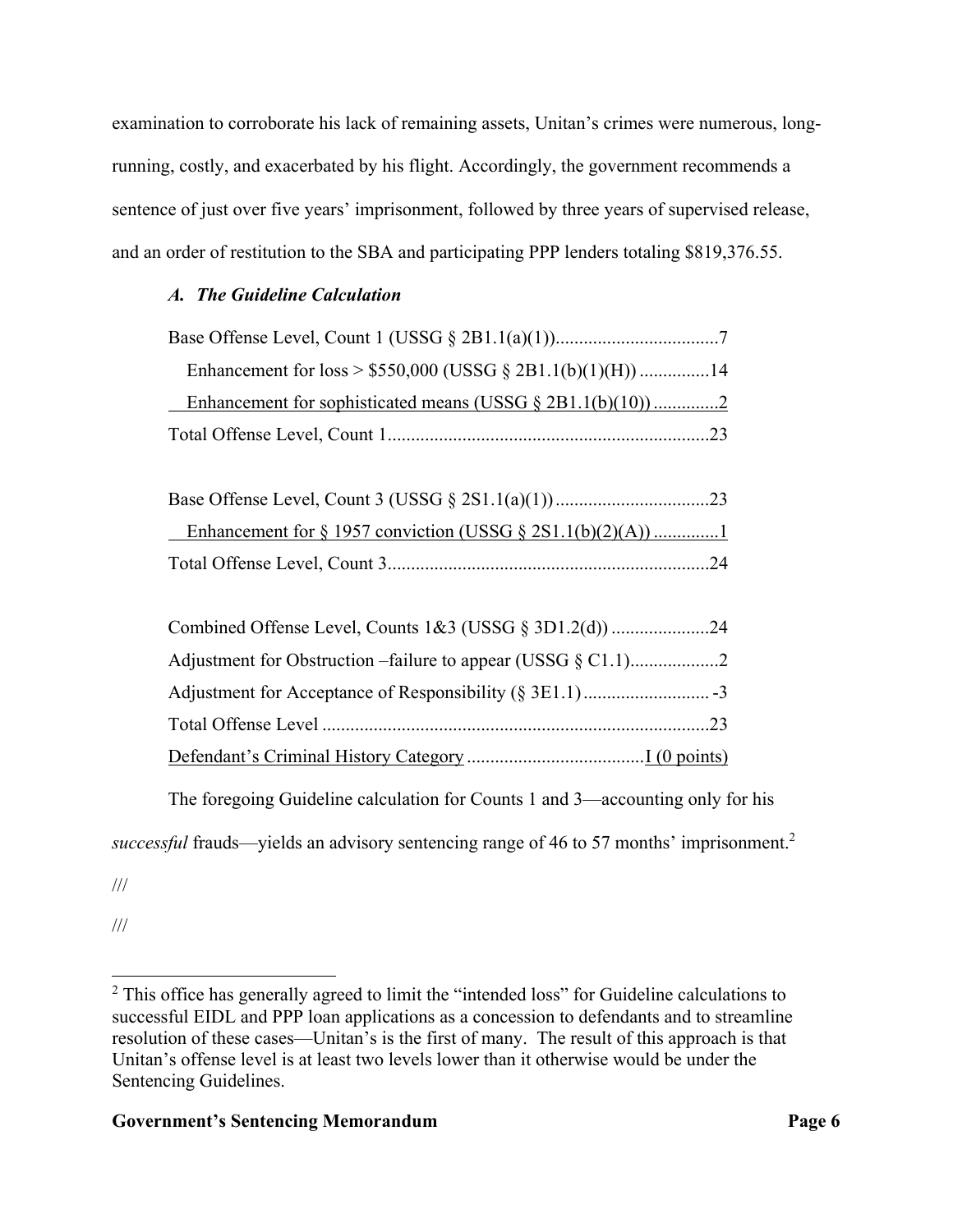examination to corroborate his lack of remaining assets, Unitan's crimes were numerous, long-running, costly, and exacerbated by his flight. Accordingly, the government recommends a sentence of just over five years' imprisonment, followed by three years of supervised release, and an order of restitution to the SBA and participating PPP lenders totaling $819,376.55.

### *A. The Guideline Calculation*

| | |
|---|---|
| Base Offense Level, Count 1 (USSG § 2B1.1(a)(1)) | 7 |
| Enhancement for loss > $550,000 (USSG § 2B1.1(b)(1)(H)) | 14 |
| Enhancement for sophisticated means (USSG § 2B1.1(b)(10)) | 2 |
| Total Offense Level, Count 1 | 23 |
| | |
| Base Offense Level, Count 3 (USSG § 2S1.1(a)(1)) | 23 |
| Enhancement for § 1957 conviction (USSG § 2S1.1(b)(2)(A)) | 1 |
| Total Offense Level, Count 3 | 24 |
| | |
| Combined Offense Level, Counts 1&3 (USSG § 3D1.2(d)) | 24 |
| Adjustment for Obstruction –failure to appear (USSG § C1.1) | 2 |
| Adjustment for Acceptance of Responsibility (§ 3E1.1) | -3 |
| Total Offense Level | 23 |
| Defendant's Criminal History Category | I (0 points) |

The foregoing Guideline calculation for Counts 1 and 3—accounting only for his *successful* frauds—yields an advisory sentencing range of 46 to 57 months' imprisonment.[2]

///

///

[2] This office has generally agreed to limit the "intended loss" for Guideline calculations to successful EIDL and PPP loan applications as a concession to defendants and to streamline resolution of these cases—Unitan's is the first of many. The result of this approach is that Unitan's offense level is at least two levels lower than it otherwise would be under the Sentencing Guidelines.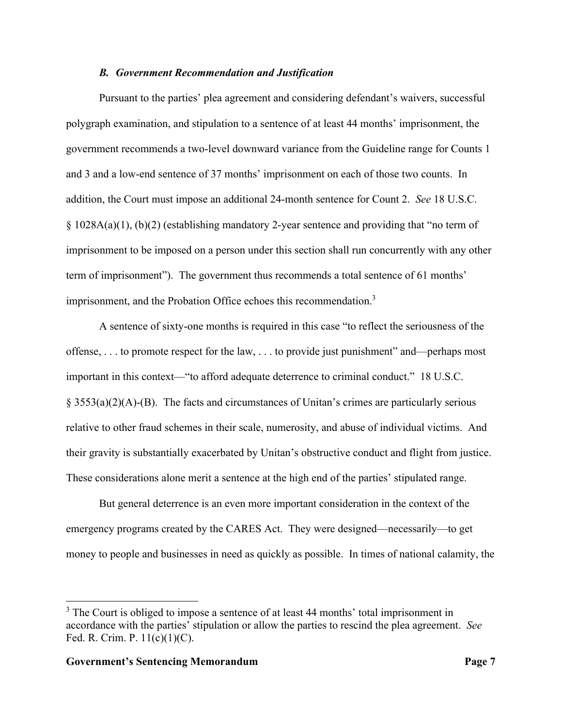### *B. Government Recommendation and Justification*

Pursuant to the parties' plea agreement and considering defendant's waivers, successful polygraph examination, and stipulation to a sentence of at least 44 months' imprisonment, the government recommends a two-level downward variance from the Guideline range for Counts 1 and 3 and a low-end sentence of 37 months' imprisonment on each of those two counts. In addition, the Court must impose an additional 24-month sentence for Count 2. *See* 18 U.S.C. § 1028A(a)(1), (b)(2) (establishing mandatory 2-year sentence and providing that "no term of imprisonment to be imposed on a person under this section shall run concurrently with any other term of imprisonment"). The government thus recommends a total sentence of 61 months' imprisonment, and the Probation Office echoes this recommendation.[3]

A sentence of sixty-one months is required in this case "to reflect the seriousness of the offense, . . . to promote respect for the law, . . . to provide just punishment" and—perhaps most important in this context—"to afford adequate deterrence to criminal conduct." 18 U.S.C. § 3553(a)(2)(A)-(B). The facts and circumstances of Unitan's crimes are particularly serious relative to other fraud schemes in their scale, numerosity, and abuse of individual victims. And their gravity is substantially exacerbated by Unitan's obstructive conduct and flight from justice. These considerations alone merit a sentence at the high end of the parties' stipulated range.

But general deterrence is an even more important consideration in the context of the emergency programs created by the CARES Act. They were designed—necessarily—to get money to people and businesses in need as quickly as possible. In times of national calamity, the

[3] The Court is obliged to impose a sentence of at least 44 months' total imprisonment in accordance with the parties' stipulation or allow the parties to rescind the plea agreement. *See* Fed. R. Crim. P. 11(c)(1)(C).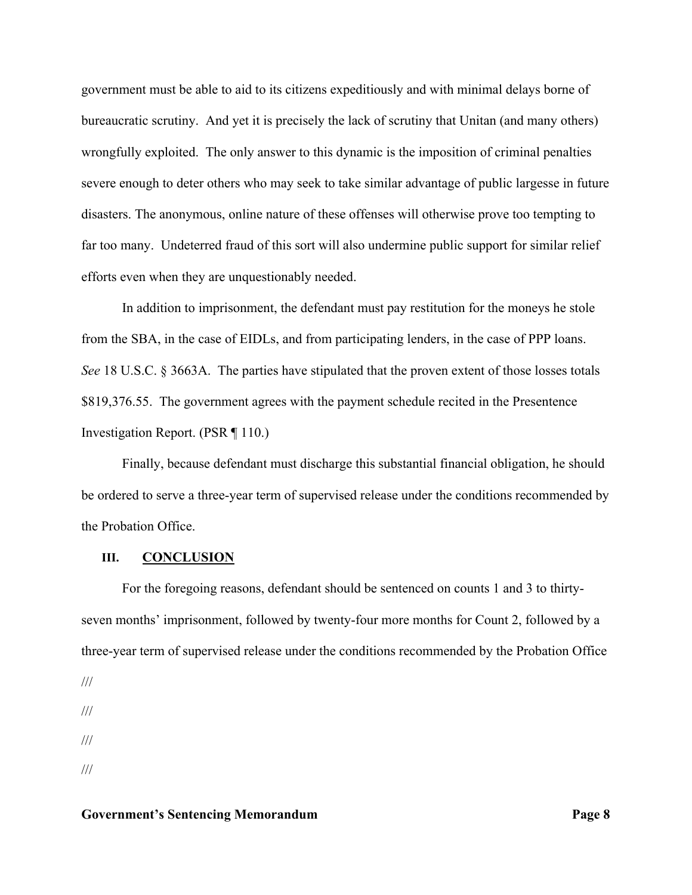government must be able to aid to its citizens expeditiously and with minimal delays borne of bureaucratic scrutiny. And yet it is precisely the lack of scrutiny that Unitan (and many others) wrongfully exploited. The only answer to this dynamic is the imposition of criminal penalties severe enough to deter others who may seek to take similar advantage of public largesse in future disasters. The anonymous, online nature of these offenses will otherwise prove too tempting to far too many. Undeterred fraud of this sort will also undermine public support for similar relief efforts even when they are unquestionably needed.

In addition to imprisonment, the defendant must pay restitution for the moneys he stole from the SBA, in the case of EIDLs, and from participating lenders, in the case of PPP loans. *See* 18 U.S.C. § 3663A. The parties have stipulated that the proven extent of those losses totals $819,376.55. The government agrees with the payment schedule recited in the Presentence Investigation Report. (PSR ¶ 110.)

Finally, because defendant must discharge this substantial financial obligation, he should be ordered to serve a three-year term of supervised release under the conditions recommended by the Probation Office.

## III. CONCLUSION

For the foregoing reasons, defendant should be sentenced on counts 1 and 3 to thirty-seven months' imprisonment, followed by twenty-four more months for Count 2, followed by a three-year term of supervised release under the conditions recommended by the Probation Office

///

///

///

///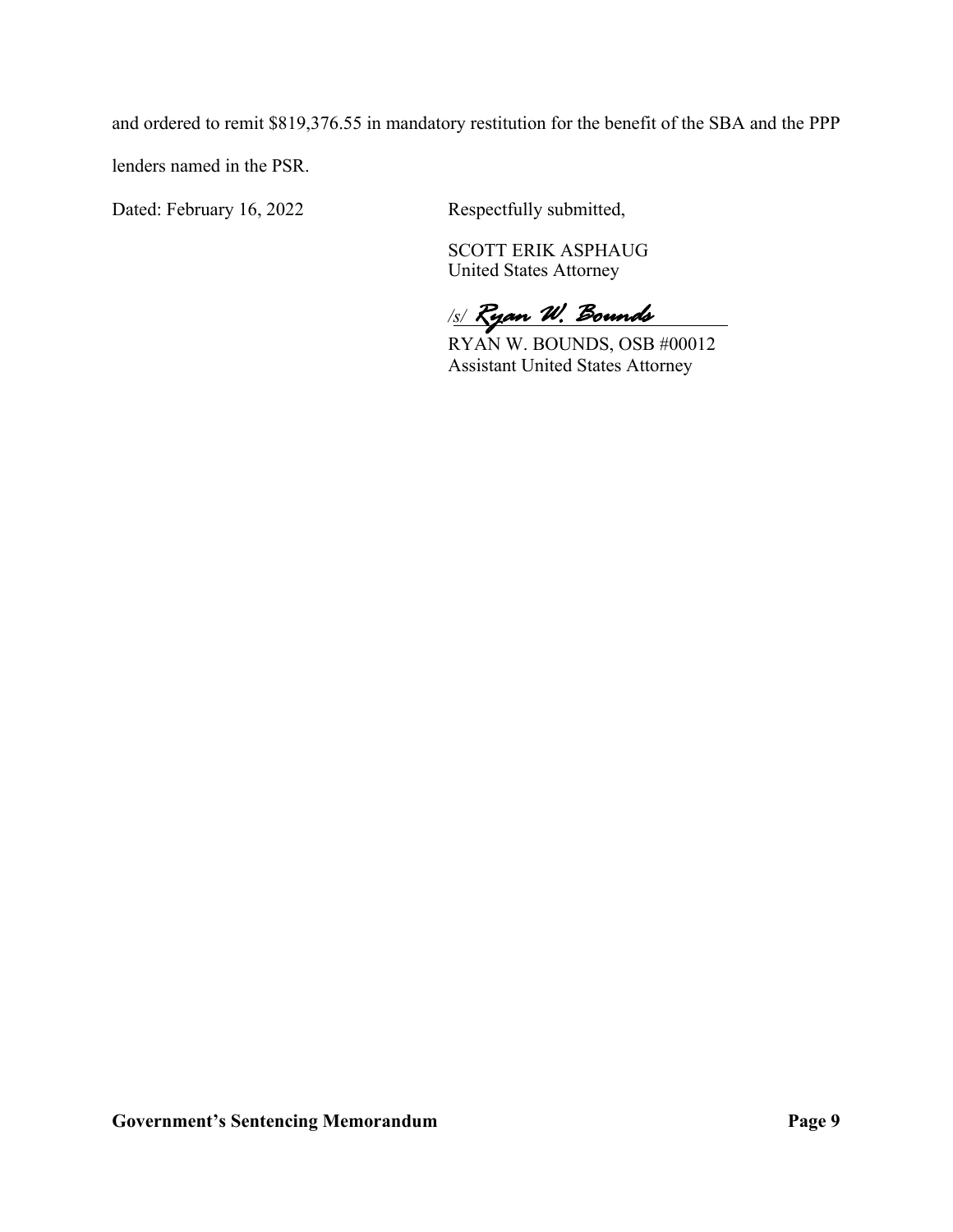and ordered to remit $819,376.55 in mandatory restitution for the benefit of the SBA and the PPP lenders named in the PSR.

Dated: February 16, 2022

Respectfully submitted,

SCOTT ERIK ASPHAUG
United States Attorney

/s/ *Ryan W. Bounds*

RYAN W. BOUNDS, OSB #00012
Assistant United States Attorney